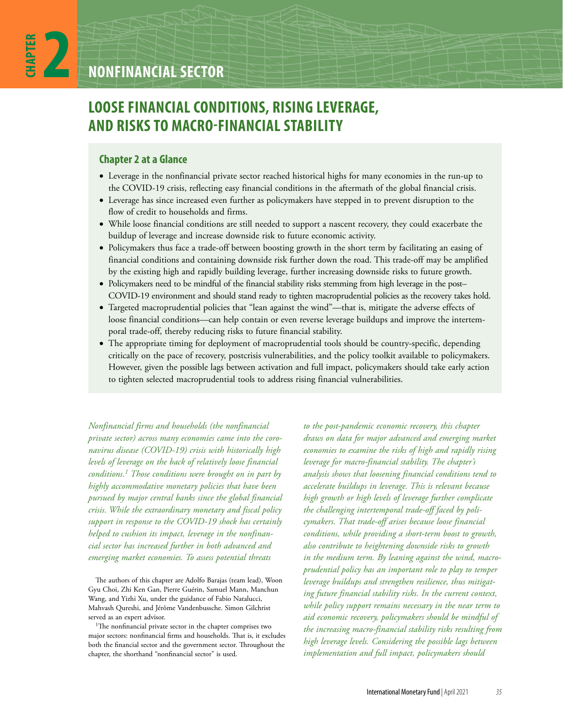# CHAPTER 2 NONFINANCIAL SECTOR

## LOOSE FINANCIAL CONDITIONS, RISING LEVERAGE, AND RISKS TO MACRO-FINANCIAL STABILITY

### Chapter 2 at a Glance

- Leverage in the nonfinancial private sector reached historical highs for many economies in the run-up to the COVID-19 crisis, reflecting easy financial conditions in the aftermath of the global financial crisis.
- Leverage has since increased even further as policymakers have stepped in to prevent disruption to the flow of credit to households and firms.
- While loose financial conditions are still needed to support a nascent recovery, they could exacerbate the buildup of leverage and increase downside risk to future economic activity.
- Policymakers thus face a trade-off between boosting growth in the short term by facilitating an easing of financial conditions and containing downside risk further down the road. This trade-off may be amplified by the existing high and rapidly building leverage, further increasing downside risks to future growth.
- Policymakers need to be mindful of the financial stability risks stemming from high leverage in the post–COVID-19 environment and should stand ready to tighten macroprudential policies as the recovery takes hold.
- Targeted macroprudential policies that "lean against the wind"—that is, mitigate the adverse effects of loose financial conditions—can help contain or even reverse leverage buildups and improve the intertemporal trade-off, thereby reducing risks to future financial stability.
- The appropriate timing for deployment of macroprudential tools should be country-specific, depending critically on the pace of recovery, postcrisis vulnerabilities, and the policy toolkit available to policymakers. However, given the possible lags between activation and full impact, policymakers should take early action to tighten selected macroprudential tools to address rising financial vulnerabilities.

*Nonfinancial firms and households (the nonfinancial private sector) across many economies came into the coronavirus disease (COVID-19) crisis with historically high levels of leverage on the back of relatively loose financial conditions.[1] Those conditions were brought on in part by highly accommodative monetary policies that have been pursued by major central banks since the global financial crisis. While the extraordinary monetary and fiscal policy support in response to the COVID-19 shock has certainly helped to cushion its impact, leverage in the nonfinancial sector has increased further in both advanced and emerging market economies. To assess potential threats to the post-pandemic economic recovery, this chapter draws on data for major advanced and emerging market economies to examine the risks of high and rapidly rising leverage for macro-financial stability. The chapter's analysis shows that loosening financial conditions tend to accelerate buildups in leverage. This is relevant because high growth or high levels of leverage further complicate the challenging intertemporal trade-off faced by policymakers. That trade-off arises because loose financial conditions, while providing a short-term boost to growth, also contribute to heightening downside risks to growth in the medium term. By leaning against the wind, macroprudential policy has an important role to play to temper leverage buildups and strengthen resilience, thus mitigating future financial stability risks. In the current context, while policy support remains necessary in the near term to aid economic recovery, policymakers should be mindful of the increasing macro-financial stability risks resulting from high leverage levels. Considering the possible lags between implementation and full impact, policymakers should*

The authors of this chapter are Adolfo Barajas (team lead), Woon Gyu Choi, Zhi Ken Gan, Pierre Guérin, Samuel Mann, Manchun Wang, and Yizhi Xu, under the guidance of Fabio Natalucci, Mahvash Qureshi, and Jérôme Vandenbussche. Simon Gilchrist served as an expert advisor.

[1]The nonfinancial private sector in the chapter comprises two major sectors: nonfinancial firms and households. That is, it excludes both the financial sector and the government sector. Throughout the chapter, the shorthand "nonfinancial sector" is used.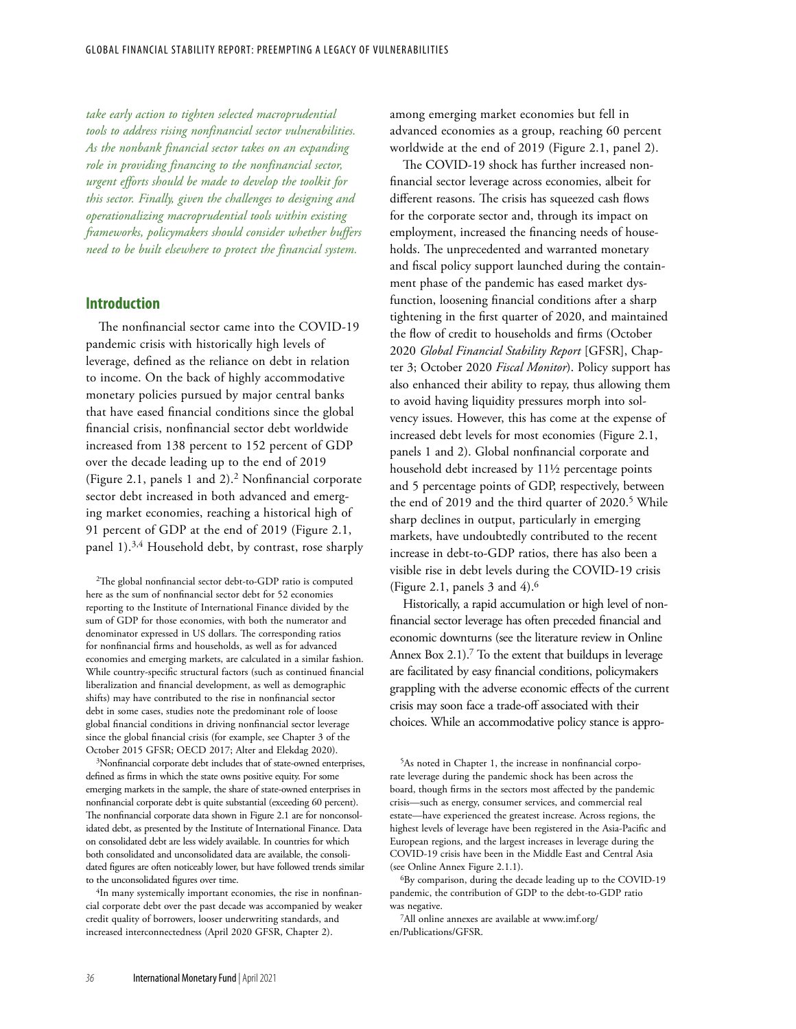*take early action to tighten selected macroprudential tools to address rising nonfinancial sector vulnerabilities. As the nonbank financial sector takes on an expanding role in providing financing to the nonfinancial sector, urgent efforts should be made to develop the toolkit for this sector. Finally, given the challenges to designing and operationalizing macroprudential tools within existing frameworks, policymakers should consider whether buffers need to be built elsewhere to protect the financial system.*

## Introduction

The nonfinancial sector came into the COVID-19 pandemic crisis with historically high levels of leverage, defined as the reliance on debt in relation to income. On the back of highly accommodative monetary policies pursued by major central banks that have eased financial conditions since the global financial crisis, nonfinancial sector debt worldwide increased from 138 percent to 152 percent of GDP over the decade leading up to the end of 2019 (Figure 2.1, panels 1 and 2).[2] Nonfinancial corporate sector debt increased in both advanced and emerging market economies, reaching a historical high of 91 percent of GDP at the end of 2019 (Figure 2.1, panel 1).[3,4] Household debt, by contrast, rose sharply among emerging market economies but fell in advanced economies as a group, reaching 60 percent worldwide at the end of 2019 (Figure 2.1, panel 2).

The COVID-19 shock has further increased nonfinancial sector leverage across economies, albeit for different reasons. The crisis has squeezed cash flows for the corporate sector and, through its impact on employment, increased the financing needs of households. The unprecedented and warranted monetary and fiscal policy support launched during the containment phase of the pandemic has eased market dysfunction, loosening financial conditions after a sharp tightening in the first quarter of 2020, and maintained the flow of credit to households and firms (October 2020 *Global Financial Stability Report* [GFSR], Chapter 3; October 2020 *Fiscal Monitor*). Policy support has also enhanced their ability to repay, thus allowing them to avoid having liquidity pressures morph into solvency issues. However, this has come at the expense of increased debt levels for most economies (Figure 2.1, panels 1 and 2). Global nonfinancial corporate and household debt increased by 11½ percentage points and 5 percentage points of GDP, respectively, between the end of 2019 and the third quarter of 2020.[5] While sharp declines in output, particularly in emerging markets, have undoubtedly contributed to the recent increase in debt-to-GDP ratios, there has also been a visible rise in debt levels during the COVID-19 crisis (Figure 2.1, panels 3 and 4).[6]

Historically, a rapid accumulation or high level of nonfinancial sector leverage has often preceded financial and economic downturns (see the literature review in Online Annex Box 2.1).[7] To the extent that buildups in leverage are facilitated by easy financial conditions, policymakers grappling with the adverse economic effects of the current crisis may soon face a trade-off associated with their choices. While an accommodative policy stance is appro-

[2]The global nonfinancial sector debt-to-GDP ratio is computed here as the sum of nonfinancial sector debt for 52 economies reporting to the Institute of International Finance divided by the sum of GDP for those economies, with both the numerator and denominator expressed in US dollars. The corresponding ratios for nonfinancial firms and households, as well as for advanced economies and emerging markets, are calculated in a similar fashion. While country-specific structural factors (such as continued financial liberalization and financial development, as well as demographic shifts) may have contributed to the rise in nonfinancial sector debt in some cases, studies note the predominant role of loose global financial conditions in driving nonfinancial sector leverage since the global financial crisis (for example, see Chapter 3 of the October 2015 GFSR; OECD 2017; Alter and Elekdag 2020).

[3]Nonfinancial corporate debt includes that of state-owned enterprises, defined as firms in which the state owns positive equity. For some emerging markets in the sample, the share of state-owned enterprises in nonfinancial corporate debt is quite substantial (exceeding 60 percent). The nonfinancial corporate data shown in Figure 2.1 are for nonconsolidated debt, as presented by the Institute of International Finance. Data on consolidated debt are less widely available. In countries for which both consolidated and unconsolidated data are available, the consolidated figures are often noticeably lower, but have followed trends similar to the unconsolidated figures over time.

[4]In many systemically important economies, the rise in nonfinancial corporate debt over the past decade was accompanied by weaker credit quality of borrowers, looser underwriting standards, and increased interconnectedness (April 2020 GFSR, Chapter 2).

[5]As noted in Chapter 1, the increase in nonfinancial corporate leverage during the pandemic shock has been across the board, though firms in the sectors most affected by the pandemic crisis—such as energy, consumer services, and commercial real estate—have experienced the greatest increase. Across regions, the highest levels of leverage have been registered in the Asia-Pacific and European regions, and the largest increases in leverage during the COVID-19 crisis have been in the Middle East and Central Asia (see Online Annex Figure 2.1.1).

[6]By comparison, during the decade leading up to the COVID-19 pandemic, the contribution of GDP to the debt-to-GDP ratio was negative.

[7]All online annexes are available at www.imf.org/en/Publications/GFSR.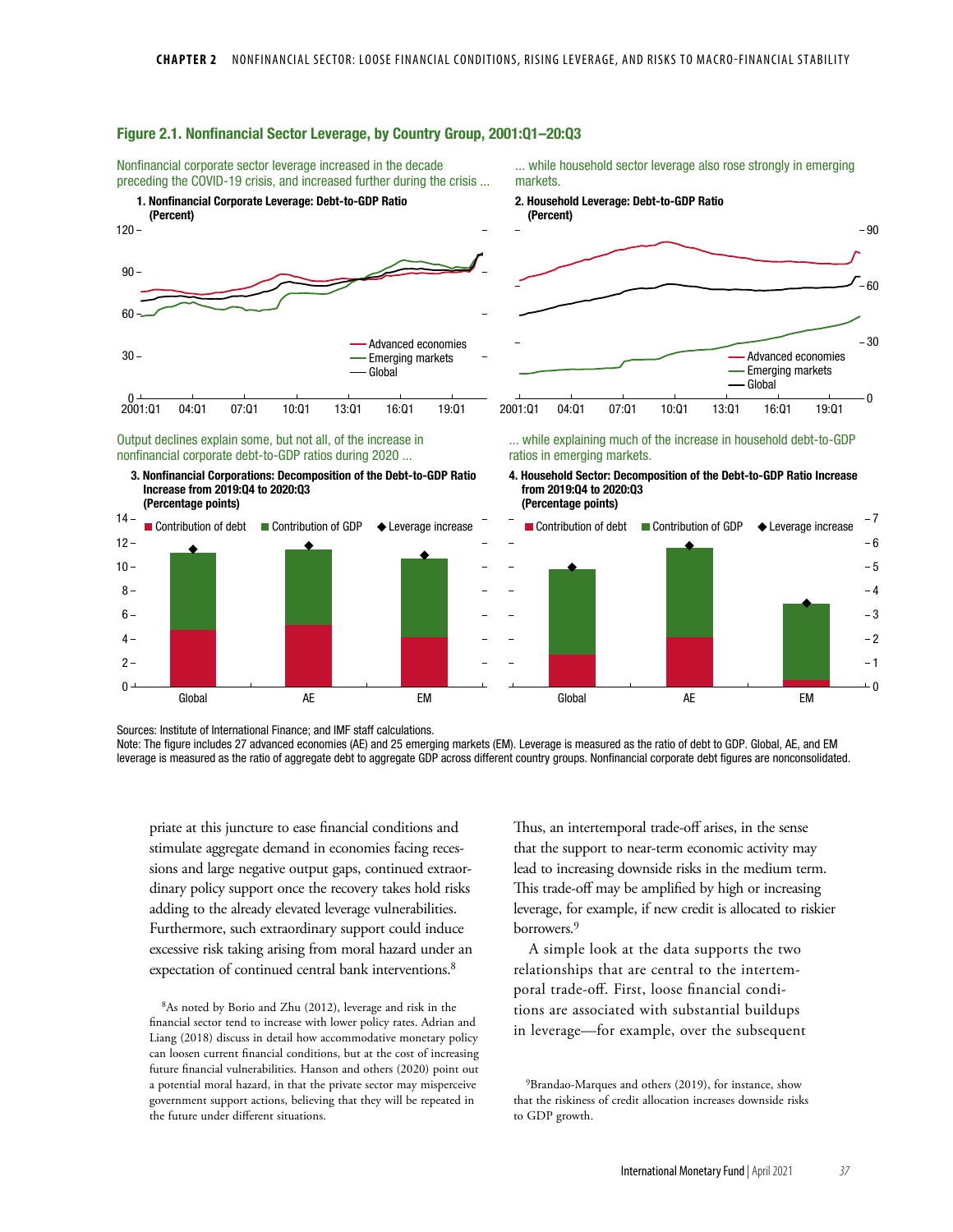**Figure 2.1. Nonfinancial Sector Leverage, by Country Group, 2001:Q1–20:Q3**

Nonfinancial corporate sector leverage increased in the decade preceding the COVID-19 crisis, and increased further during the crisis ...

**1. Nonfinancial Corporate Leverage: Debt-to-GDP Ratio (Percent)**

... while household sector leverage also rose strongly in emerging markets.

**2. Household Leverage: Debt-to-GDP Ratio (Percent)**

Output declines explain some, but not all, of the increase in nonfinancial corporate debt-to-GDP ratios during 2020 ...

**3. Nonfinancial Corporations: Decomposition of the Debt-to-GDP Ratio Increase from 2019:Q4 to 2020:Q3 (Percentage points)**

... while explaining much of the increase in household debt-to-GDP ratios in emerging markets.

**4. Household Sector: Decomposition of the Debt-to-GDP Ratio Increase from 2019:Q4 to 2020:Q3 (Percentage points)**

Sources: Institute of International Finance; and IMF staff calculations.
Note: The figure includes 27 advanced economies (AE) and 25 emerging markets (EM). Leverage is measured as the ratio of debt to GDP. Global, AE, and EM leverage is measured as the ratio of aggregate debt to aggregate GDP across different country groups. Nonfinancial corporate debt figures are nonconsolidated.

priate at this juncture to ease financial conditions and stimulate aggregate demand in economies facing recessions and large negative output gaps, continued extraordinary policy support once the recovery takes hold risks adding to the already elevated leverage vulnerabilities. Furthermore, such extraordinary support could induce excessive risk taking arising from moral hazard under an expectation of continued central bank interventions.[8]

Thus, an intertemporal trade-off arises, in the sense that the support to near-term economic activity may lead to increasing downside risks in the medium term. This trade-off may be amplified by high or increasing leverage, for example, if new credit is allocated to riskier borrowers.[9]

A simple look at the data supports the two relationships that are central to the intertemporal trade-off. First, loose financial conditions are associated with substantial buildups in leverage—for example, over the subsequent

[8]As noted by Borio and Zhu (2012), leverage and risk in the financial sector tend to increase with lower policy rates. Adrian and Liang (2018) discuss in detail how accommodative monetary policy can loosen current financial conditions, but at the cost of increasing future financial vulnerabilities. Hanson and others (2020) point out a potential moral hazard, in that the private sector may misperceive government support actions, believing that they will be repeated in the future under different situations.

[9]Brandao-Marques and others (2019), for instance, show that the riskiness of credit allocation increases downside risks to GDP growth.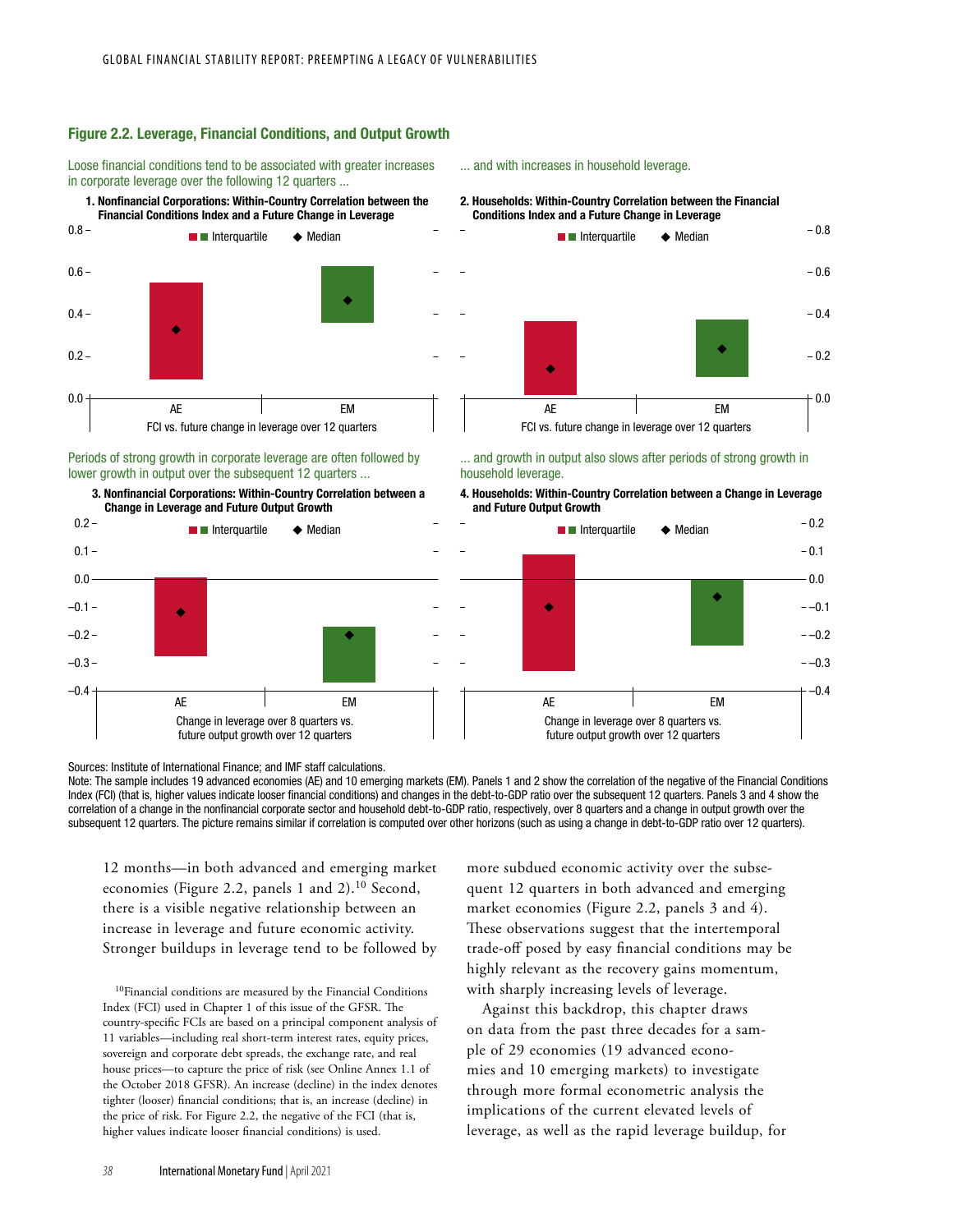### Figure 2.2. Leverage, Financial Conditions, and Output Growth

Loose financial conditions tend to be associated with greater increases in corporate leverage over the following 12 quarters ...

**1. Nonfinancial Corporations: Within-Country Correlation between the Financial Conditions Index and a Future Change in Leverage**

... and with increases in household leverage.

**2. Households: Within-Country Correlation between the Financial Conditions Index and a Future Change in Leverage**

Periods of strong growth in corporate leverage are often followed by lower growth in output over the subsequent 12 quarters ...

**3. Nonfinancial Corporations: Within-Country Correlation between a Change in Leverage and Future Output Growth**

... and growth in output also slows after periods of strong growth in household leverage.

**4. Households: Within-Country Correlation between a Change in Leverage and Future Output Growth**

Sources: Institute of International Finance; and IMF staff calculations.

Note: The sample includes 19 advanced economies (AE) and 10 emerging markets (EM). Panels 1 and 2 show the correlation of the negative of the Financial Conditions Index (FCI) (that is, higher values indicate looser financial conditions) and changes in the debt-to-GDP ratio over the subsequent 12 quarters. Panels 3 and 4 show the correlation of a change in the nonfinancial corporate sector and household debt-to-GDP ratio, respectively, over 8 quarters and a change in output growth over the subsequent 12 quarters. The picture remains similar if correlation is computed over other horizons (such as using a change in debt-to-GDP ratio over 12 quarters).

12 months—in both advanced and emerging market economies (Figure 2.2, panels 1 and 2).[10] Second, there is a visible negative relationship between an increase in leverage and future economic activity. Stronger buildups in leverage tend to be followed by more subdued economic activity over the subsequent 12 quarters in both advanced and emerging market economies (Figure 2.2, panels 3 and 4). These observations suggest that the intertemporal trade-off posed by easy financial conditions may be highly relevant as the recovery gains momentum, with sharply increasing levels of leverage.

Against this backdrop, this chapter draws on data from the past three decades for a sample of 29 economies (19 advanced economies and 10 emerging markets) to investigate through more formal econometric analysis the implications of the current elevated levels of leverage, as well as the rapid leverage buildup, for

[10]Financial conditions are measured by the Financial Conditions Index (FCI) used in Chapter 1 of this issue of the GFSR. The country-specific FCIs are based on a principal component analysis of 11 variables—including real short-term interest rates, equity prices, sovereign and corporate debt spreads, the exchange rate, and real house prices—to capture the price of risk (see Online Annex 1.1 of the October 2018 GFSR). An increase (decline) in the index denotes tighter (looser) financial conditions; that is, an increase (decline) in the price of risk. For Figure 2.2, the negative of the FCI (that is, higher values indicate looser financial conditions) is used.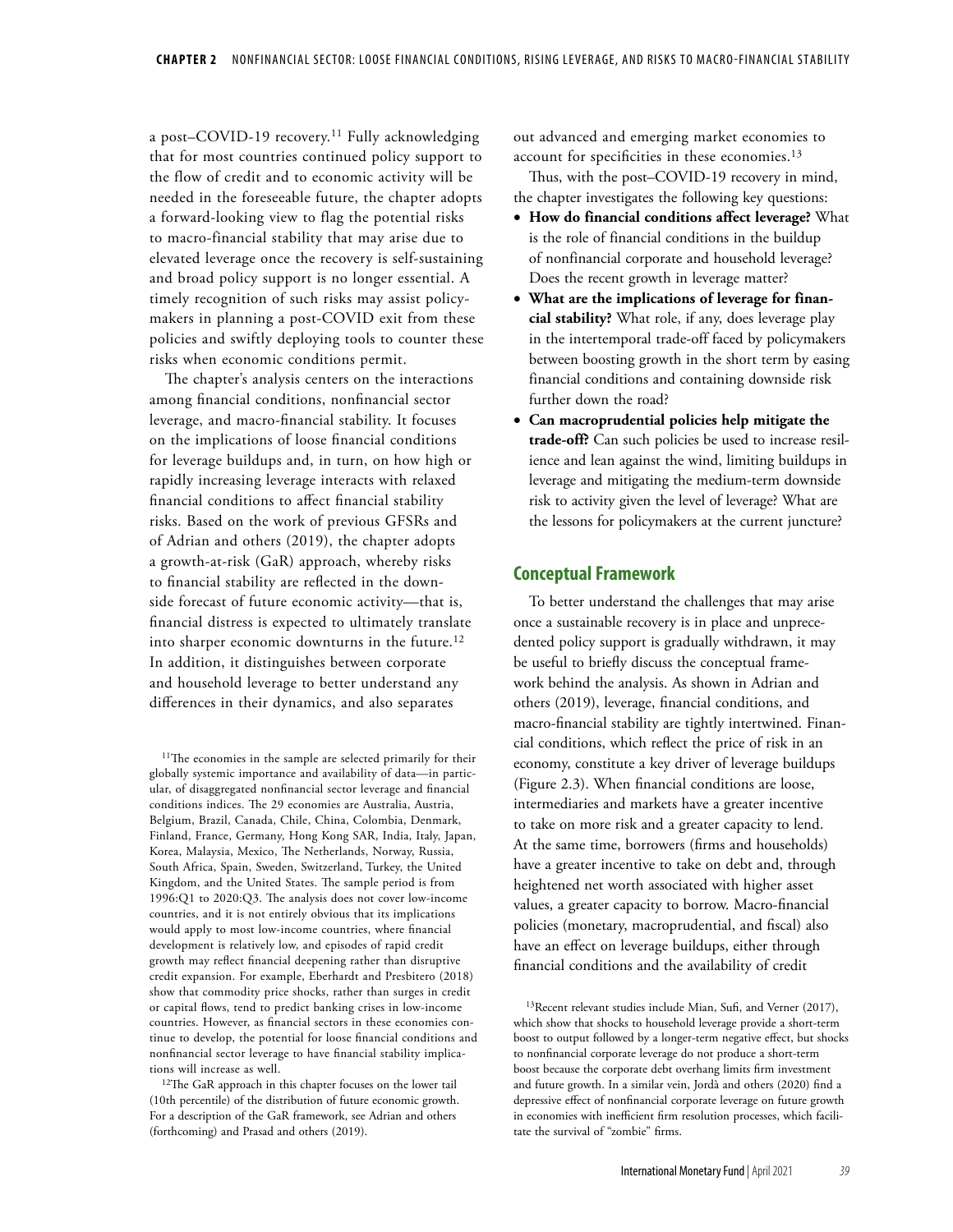a post–COVID-19 recovery.[11] Fully acknowledging that for most countries continued policy support to the flow of credit and to economic activity will be needed in the foreseeable future, the chapter adopts a forward-looking view to flag the potential risks to macro-financial stability that may arise due to elevated leverage once the recovery is self-sustaining and broad policy support is no longer essential. A timely recognition of such risks may assist policymakers in planning a post-COVID exit from these policies and swiftly deploying tools to counter these risks when economic conditions permit.

The chapter's analysis centers on the interactions among financial conditions, nonfinancial sector leverage, and macro-financial stability. It focuses on the implications of loose financial conditions for leverage buildups and, in turn, on how high or rapidly increasing leverage interacts with relaxed financial conditions to affect financial stability risks. Based on the work of previous GFSRs and of Adrian and others (2019), the chapter adopts a growth-at-risk (GaR) approach, whereby risks to financial stability are reflected in the downside forecast of future economic activity—that is, financial distress is expected to ultimately translate into sharper economic downturns in the future.[12] In addition, it distinguishes between corporate and household leverage to better understand any differences in their dynamics, and also separates out advanced and emerging market economies to account for specificities in these economies.[13]

Thus, with the post–COVID-19 recovery in mind, the chapter investigates the following key questions:

- **How do financial conditions affect leverage?** What is the role of financial conditions in the buildup of nonfinancial corporate and household leverage? Does the recent growth in leverage matter?
- **What are the implications of leverage for financial stability?** What role, if any, does leverage play in the intertemporal trade-off faced by policymakers between boosting growth in the short term by easing financial conditions and containing downside risk further down the road?
- **Can macroprudential policies help mitigate the trade-off?** Can such policies be used to increase resilience and lean against the wind, limiting buildups in leverage and mitigating the medium-term downside risk to activity given the level of leverage? What are the lessons for policymakers at the current juncture?

## Conceptual Framework

To better understand the challenges that may arise once a sustainable recovery is in place and unprecedented policy support is gradually withdrawn, it may be useful to briefly discuss the conceptual framework behind the analysis. As shown in Adrian and others (2019), leverage, financial conditions, and macro-financial stability are tightly intertwined. Financial conditions, which reflect the price of risk in an economy, constitute a key driver of leverage buildups (Figure 2.3). When financial conditions are loose, intermediaries and markets have a greater incentive to take on more risk and a greater capacity to lend. At the same time, borrowers (firms and households) have a greater incentive to take on debt and, through heightened net worth associated with higher asset values, a greater capacity to borrow. Macro-financial policies (monetary, macroprudential, and fiscal) also have an effect on leverage buildups, either through financial conditions and the availability of credit

[11]The economies in the sample are selected primarily for their globally systemic importance and availability of data—in particular, of disaggregated nonfinancial sector leverage and financial conditions indices. The 29 economies are Australia, Austria, Belgium, Brazil, Canada, Chile, China, Colombia, Denmark, Finland, France, Germany, Hong Kong SAR, India, Italy, Japan, Korea, Malaysia, Mexico, The Netherlands, Norway, Russia, South Africa, Spain, Sweden, Switzerland, Turkey, the United Kingdom, and the United States. The sample period is from 1996:Q1 to 2020:Q3. The analysis does not cover low-income countries, and it is not entirely obvious that its implications would apply to most low-income countries, where financial development is relatively low, and episodes of rapid credit growth may reflect financial deepening rather than disruptive credit expansion. For example, Eberhardt and Presbitero (2018) show that commodity price shocks, rather than surges in credit or capital flows, tend to predict banking crises in low-income countries. However, as financial sectors in these economies continue to develop, the potential for loose financial conditions and nonfinancial sector leverage to have financial stability implications will increase as well.

[12]The GaR approach in this chapter focuses on the lower tail (10th percentile) of the distribution of future economic growth. For a description of the GaR framework, see Adrian and others (forthcoming) and Prasad and others (2019).

[13]Recent relevant studies include Mian, Sufi, and Verner (2017), which show that shocks to household leverage provide a short-term boost to output followed by a longer-term negative effect, but shocks to nonfinancial corporate leverage do not produce a short-term boost because the corporate debt overhang limits firm investment and future growth. In a similar vein, Jordà and others (2020) find a depressive effect of nonfinancial corporate leverage on future growth in economies with inefficient firm resolution processes, which facilitate the survival of "zombie" firms.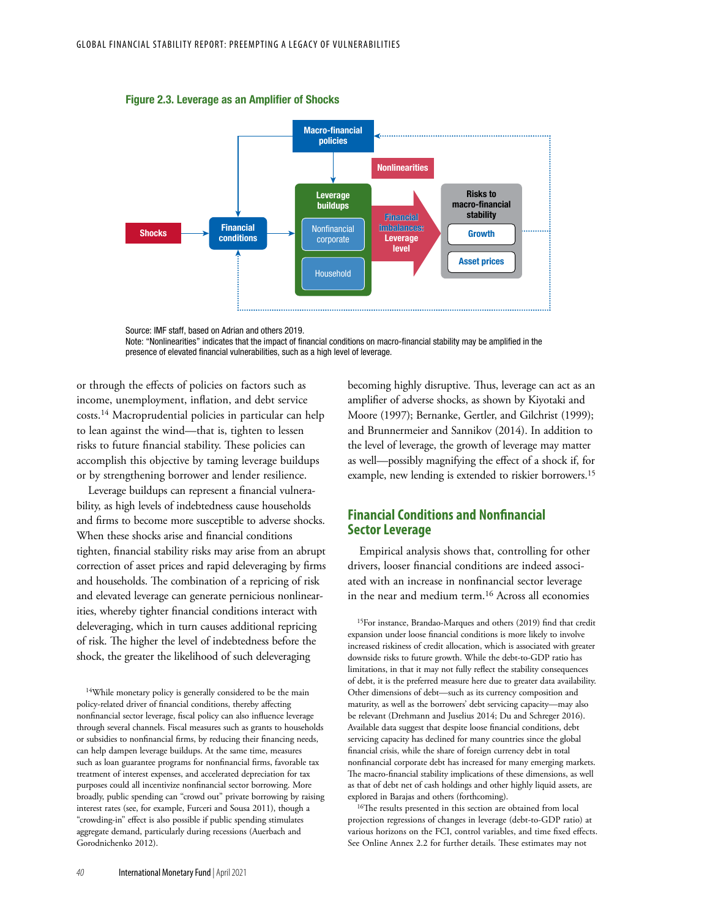**Figure 2.3. Leverage as an Amplifier of Shocks**

Source: IMF staff, based on Adrian and others 2019.
Note: "Nonlinearities" indicates that the impact of financial conditions on macro-financial stability may be amplified in the presence of elevated financial vulnerabilities, such as a high level of leverage.

or through the effects of policies on factors such as income, unemployment, inflation, and debt service costs.[14] Macroprudential policies in particular can help to lean against the wind—that is, tighten to lessen risks to future financial stability. These policies can accomplish this objective by taming leverage buildups or by strengthening borrower and lender resilience.

Leverage buildups can represent a financial vulnerability, as high levels of indebtedness cause households and firms to become more susceptible to adverse shocks. When these shocks arise and financial conditions tighten, financial stability risks may arise from an abrupt correction of asset prices and rapid deleveraging by firms and households. The combination of a repricing of risk and elevated leverage can generate pernicious nonlinearities, whereby tighter financial conditions interact with deleveraging, which in turn causes additional repricing of risk. The higher the level of indebtedness before the shock, the greater the likelihood of such deleveraging becoming highly disruptive. Thus, leverage can act as an amplifier of adverse shocks, as shown by Kiyotaki and Moore (1997); Bernanke, Gertler, and Gilchrist (1999); and Brunnermeier and Sannikov (2014). In addition to the level of leverage, the growth of leverage may matter as well—possibly magnifying the effect of a shock if, for example, new lending is extended to riskier borrowers.[15]

## Financial Conditions and Nonfinancial Sector Leverage

Empirical analysis shows that, controlling for other drivers, looser financial conditions are indeed associated with an increase in nonfinancial sector leverage in the near and medium term.[16] Across all economies

[14]While monetary policy is generally considered to be the main policy-related driver of financial conditions, thereby affecting nonfinancial sector leverage, fiscal policy can also influence leverage through several channels. Fiscal measures such as grants to households or subsidies to nonfinancial firms, by reducing their financing needs, can help dampen leverage buildups. At the same time, measures such as loan guarantee programs for nonfinancial firms, favorable tax treatment of interest expenses, and accelerated depreciation for tax purposes could all incentivize nonfinancial sector borrowing. More broadly, public spending can "crowd out" private borrowing by raising interest rates (see, for example, Furceri and Sousa 2011), though a "crowding-in" effect is also possible if public spending stimulates aggregate demand, particularly during recessions (Auerbach and Gorodnichenko 2012).

[15]For instance, Brandao-Marques and others (2019) find that credit expansion under loose financial conditions is more likely to involve increased riskiness of credit allocation, which is associated with greater downside risks to future growth. While the debt-to-GDP ratio has limitations, in that it may not fully reflect the stability consequences of debt, it is the preferred measure here due to greater data availability. Other dimensions of debt—such as its currency composition and maturity, as well as the borrowers' debt servicing capacity—may also be relevant (Drehmann and Juselius 2014; Du and Schreger 2016). Available data suggest that despite loose financial conditions, debt servicing capacity has declined for many countries since the global financial crisis, while the share of foreign currency debt in total nonfinancial corporate debt has increased for many emerging markets. The macro-financial stability implications of these dimensions, as well as that of debt net of cash holdings and other highly liquid assets, are explored in Barajas and others (forthcoming).

[16]The results presented in this section are obtained from local projection regressions of changes in leverage (debt-to-GDP ratio) at various horizons on the FCI, control variables, and time fixed effects. See Online Annex 2.2 for further details. These estimates may not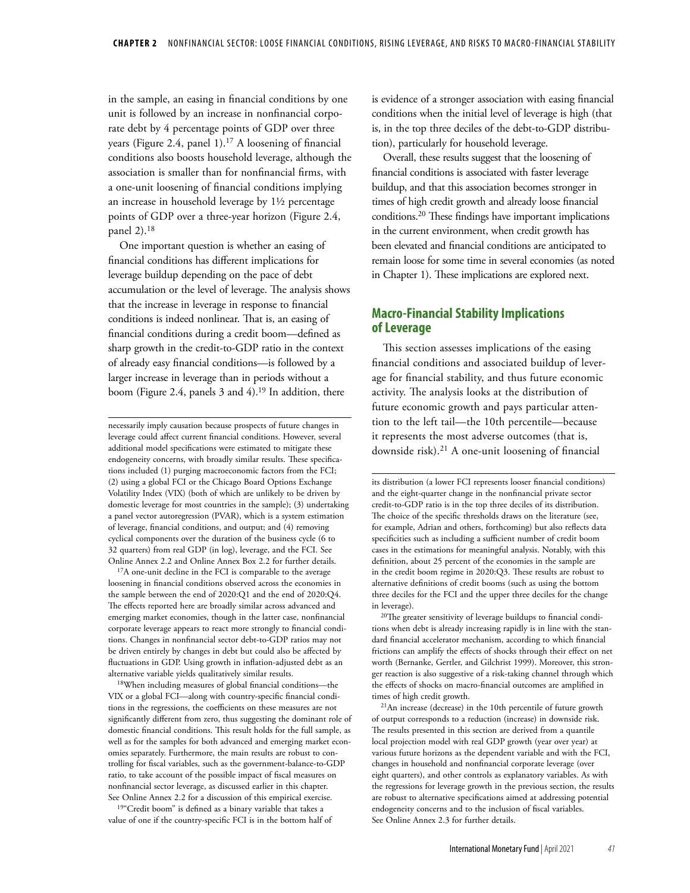in the sample, an easing in financial conditions by one unit is followed by an increase in nonfinancial corporate debt by 4 percentage points of GDP over three years (Figure 2.4, panel 1).[17] A loosening of financial conditions also boosts household leverage, although the association is smaller than for nonfinancial firms, with a one-unit loosening of financial conditions implying an increase in household leverage by 1½ percentage points of GDP over a three-year horizon (Figure 2.4, panel 2).[18]

One important question is whether an easing of financial conditions has different implications for leverage buildup depending on the pace of debt accumulation or the level of leverage. The analysis shows that the increase in leverage in response to financial conditions is indeed nonlinear. That is, an easing of financial conditions during a credit boom—defined as sharp growth in the credit-to-GDP ratio in the context of already easy financial conditions—is followed by a larger increase in leverage than in periods without a boom (Figure 2.4, panels 3 and 4).[19] In addition, there is evidence of a stronger association with easing financial conditions when the initial level of leverage is high (that is, in the top three deciles of the debt-to-GDP distribution), particularly for household leverage.

Overall, these results suggest that the loosening of financial conditions is associated with faster leverage buildup, and that this association becomes stronger in times of high credit growth and already loose financial conditions.[20] These findings have important implications in the current environment, when credit growth has been elevated and financial conditions are anticipated to remain loose for some time in several economies (as noted in Chapter 1). These implications are explored next.

## Macro-Financial Stability Implications of Leverage

This section assesses implications of the easing financial conditions and associated buildup of leverage for financial stability, and thus future economic activity. The analysis looks at the distribution of future economic growth and pays particular attention to the left tail—the 10th percentile—because it represents the most adverse outcomes (that is, downside risk).[21] A one-unit loosening of financial

---

necessarily imply causation because prospects of future changes in leverage could affect current financial conditions. However, several additional model specifications were estimated to mitigate these endogeneity concerns, with broadly similar results. These specifications included (1) purging macroeconomic factors from the FCI; (2) using a global FCI or the Chicago Board Options Exchange Volatility Index (VIX) (both of which are unlikely to be driven by domestic leverage for most countries in the sample); (3) undertaking a panel vector autoregression (PVAR), which is a system estimation of leverage, financial conditions, and output; and (4) removing cyclical components over the duration of the business cycle (6 to 32 quarters) from real GDP (in log), leverage, and the FCI. See Online Annex 2.2 and Online Annex Box 2.2 for further details.

[17]A one-unit decline in the FCI is comparable to the average loosening in financial conditions observed across the economies in the sample between the end of 2020:Q1 and the end of 2020:Q4. The effects reported here are broadly similar across advanced and emerging market economies, though in the latter case, nonfinancial corporate leverage appears to react more strongly to financial conditions. Changes in nonfinancial sector debt-to-GDP ratios may not be driven entirely by changes in debt but could also be affected by fluctuations in GDP. Using growth in inflation-adjusted debt as an alternative variable yields qualitatively similar results.

[18]When including measures of global financial conditions—the VIX or a global FCI—along with country-specific financial conditions in the regressions, the coefficients on these measures are not significantly different from zero, thus suggesting the dominant role of domestic financial conditions. This result holds for the full sample, as well as for the samples for both advanced and emerging market economies separately. Furthermore, the main results are robust to controlling for fiscal variables, such as the government-balance-to-GDP ratio, to take account of the possible impact of fiscal measures on nonfinancial sector leverage, as discussed earlier in this chapter. See Online Annex 2.2 for a discussion of this empirical exercise.

[19]"Credit boom" is defined as a binary variable that takes a value of one if the country-specific FCI is in the bottom half of its distribution (a lower FCI represents looser financial conditions) and the eight-quarter change in the nonfinancial private sector credit-to-GDP ratio is in the top three deciles of its distribution. The choice of the specific thresholds draws on the literature (see, for example, Adrian and others, forthcoming) but also reflects data specificities such as including a sufficient number of credit boom cases in the estimations for meaningful analysis. Notably, with this definition, about 25 percent of the economies in the sample are in the credit boom regime in 2020:Q3. These results are robust to alternative definitions of credit booms (such as using the bottom three deciles for the FCI and the upper three deciles for the change in leverage).

[20]The greater sensitivity of leverage buildups to financial conditions when debt is already increasing rapidly is in line with the standard financial accelerator mechanism, according to which financial frictions can amplify the effects of shocks through their effect on net worth (Bernanke, Gertler, and Gilchrist 1999). Moreover, this stronger reaction is also suggestive of a risk-taking channel through which the effects of shocks on macro-financial outcomes are amplified in times of high credit growth.

[21]An increase (decrease) in the 10th percentile of future growth of output corresponds to a reduction (increase) in downside risk. The results presented in this section are derived from a quantile local projection model with real GDP growth (year over year) at various future horizons as the dependent variable and with the FCI, changes in household and nonfinancial corporate leverage (over eight quarters), and other controls as explanatory variables. As with the regressions for leverage growth in the previous section, the results are robust to alternative specifications aimed at addressing potential endogeneity concerns and to the inclusion of fiscal variables. See Online Annex 2.3 for further details.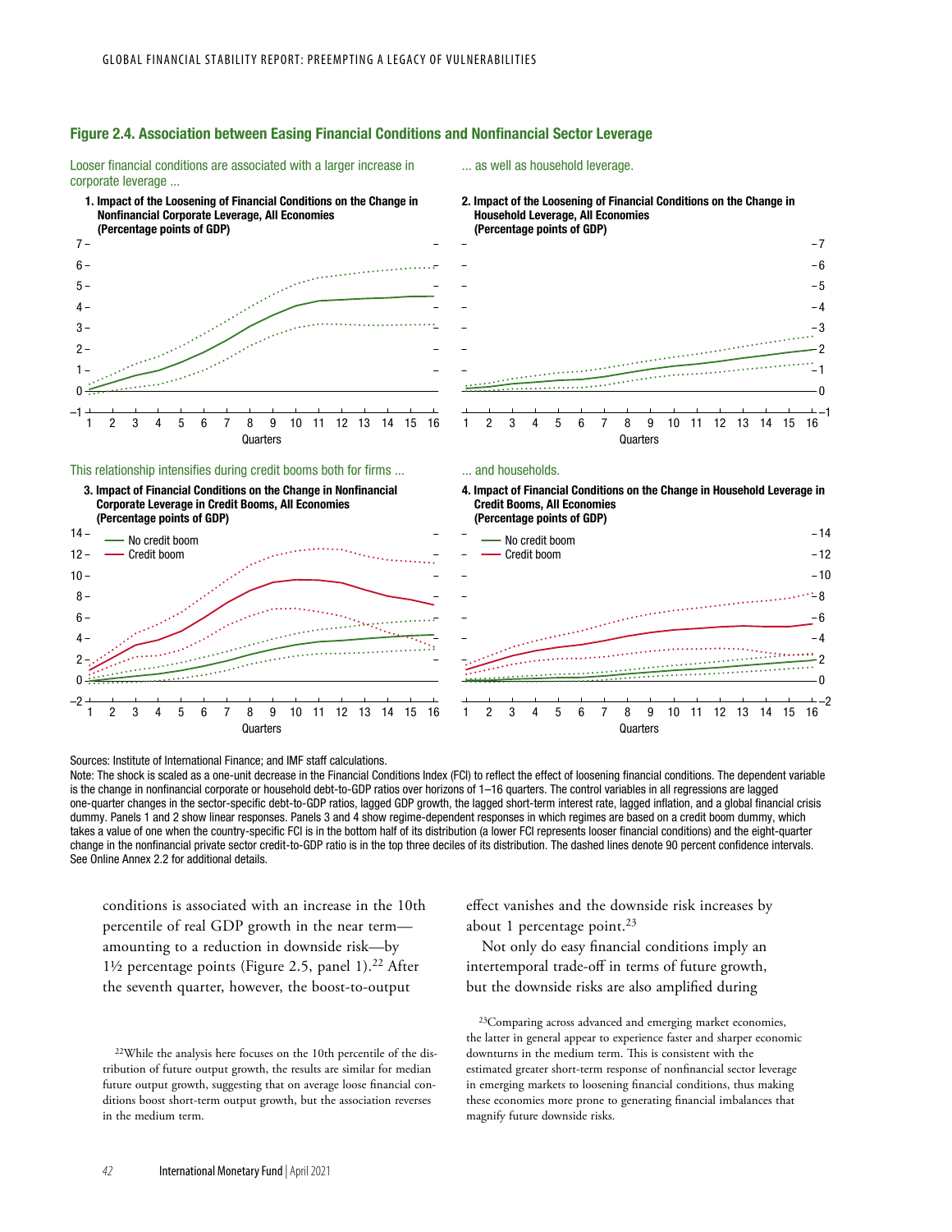### Figure 2.4. Association between Easing Financial Conditions and Nonfinancial Sector Leverage

Looser financial conditions are associated with a larger increase in corporate leverage ...

**1. Impact of the Loosening of Financial Conditions on the Change in Nonfinancial Corporate Leverage, All Economies (Percentage points of GDP)**

... as well as household leverage.

**2. Impact of the Loosening of Financial Conditions on the Change in Household Leverage, All Economies (Percentage points of GDP)**

This relationship intensifies during credit booms both for firms ...

**3. Impact of Financial Conditions on the Change in Nonfinancial Corporate Leverage in Credit Booms, All Economies (Percentage points of GDP)**

... and households.

**4. Impact of Financial Conditions on the Change in Household Leverage in Credit Booms, All Economies (Percentage points of GDP)**

Sources: Institute of International Finance; and IMF staff calculations.

Note: The shock is scaled as a one-unit decrease in the Financial Conditions Index (FCI) to reflect the effect of loosening financial conditions. The dependent variable is the change in nonfinancial corporate or household debt-to-GDP ratios over horizons of 1–16 quarters. The control variables in all regressions are lagged one-quarter changes in the sector-specific debt-to-GDP ratios, lagged GDP growth, the lagged short-term interest rate, lagged inflation, and a global financial crisis dummy. Panels 1 and 2 show linear responses. Panels 3 and 4 show regime-dependent responses in which regimes are based on a credit boom dummy, which takes a value of one when the country-specific FCI is in the bottom half of its distribution (a lower FCI represents looser financial conditions) and the eight-quarter change in the nonfinancial private sector credit-to-GDP ratio is in the top three deciles of its distribution. The dashed lines denote 90 percent confidence intervals. See Online Annex 2.2 for additional details.

conditions is associated with an increase in the 10th percentile of real GDP growth in the near term—amounting to a reduction in downside risk—by 1½ percentage points (Figure 2.5, panel 1).[22] After the seventh quarter, however, the boost-to-output effect vanishes and the downside risk increases by about 1 percentage point.[23]

Not only do easy financial conditions imply an intertemporal trade-off in terms of future growth, but the downside risks are also amplified during

[22]While the analysis here focuses on the 10th percentile of the distribution of future output growth, the results are similar for median future output growth, suggesting that on average loose financial conditions boost short-term output growth, but the association reverses in the medium term.

[23]Comparing across advanced and emerging market economies, the latter in general appear to experience faster and sharper economic downturns in the medium term. This is consistent with the estimated greater short-term response of nonfinancial sector leverage in emerging markets to loosening financial conditions, thus making these economies more prone to generating financial imbalances that magnify future downside risks.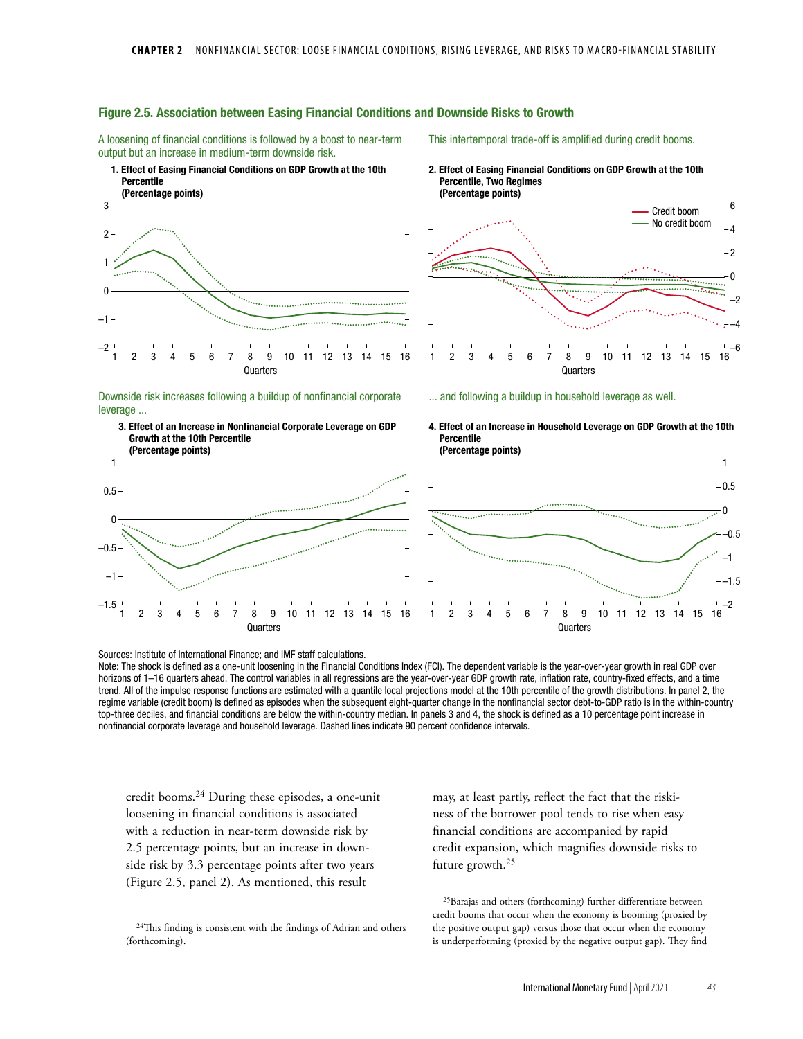### Figure 2.5. Association between Easing Financial Conditions and Downside Risks to Growth

A loosening of financial conditions is followed by a boost to near-term output but an increase in medium-term downside risk.

**1. Effect of Easing Financial Conditions on GDP Growth at the 10th Percentile (Percentage points)**

This intertemporal trade-off is amplified during credit booms.

**2. Effect of Easing Financial Conditions on GDP Growth at the 10th Percentile, Two Regimes (Percentage points)**

Credit boom
No credit boom

Downside risk increases following a buildup of nonfinancial corporate leverage ...

**3. Effect of an Increase in Nonfinancial Corporate Leverage on GDP Growth at the 10th Percentile (Percentage points)**

... and following a buildup in household leverage as well.

**4. Effect of an Increase in Household Leverage on GDP Growth at the 10th Percentile (Percentage points)**

Sources: Institute of International Finance; and IMF staff calculations.
Note: The shock is defined as a one-unit loosening in the Financial Conditions Index (FCI). The dependent variable is the year-over-year growth in real GDP over horizons of 1–16 quarters ahead. The control variables in all regressions are the year-over-year GDP growth rate, inflation rate, country-fixed effects, and a time trend. All of the impulse response functions are estimated with a quantile local projections model at the 10th percentile of the growth distributions. In panel 2, the regime variable (credit boom) is defined as episodes when the subsequent eight-quarter change in the nonfinancial sector debt-to-GDP ratio is in the within-country top-three deciles, and financial conditions are below the within-country median. In panels 3 and 4, the shock is defined as a 10 percentage point increase in nonfinancial corporate leverage and household leverage. Dashed lines indicate 90 percent confidence intervals.

credit booms.[24] During these episodes, a one-unit loosening in financial conditions is associated with a reduction in near-term downside risk by 2.5 percentage points, but an increase in downside risk by 3.3 percentage points after two years (Figure 2.5, panel 2). As mentioned, this result may, at least partly, reflect the fact that the riskiness of the borrower pool tends to rise when easy financial conditions are accompanied by rapid credit expansion, which magnifies downside risks to future growth.[25]

[24]This finding is consistent with the findings of Adrian and others (forthcoming).

[25]Barajas and others (forthcoming) further differentiate between credit booms that occur when the economy is booming (proxied by the positive output gap) versus those that occur when the economy is underperforming (proxied by the negative output gap). They find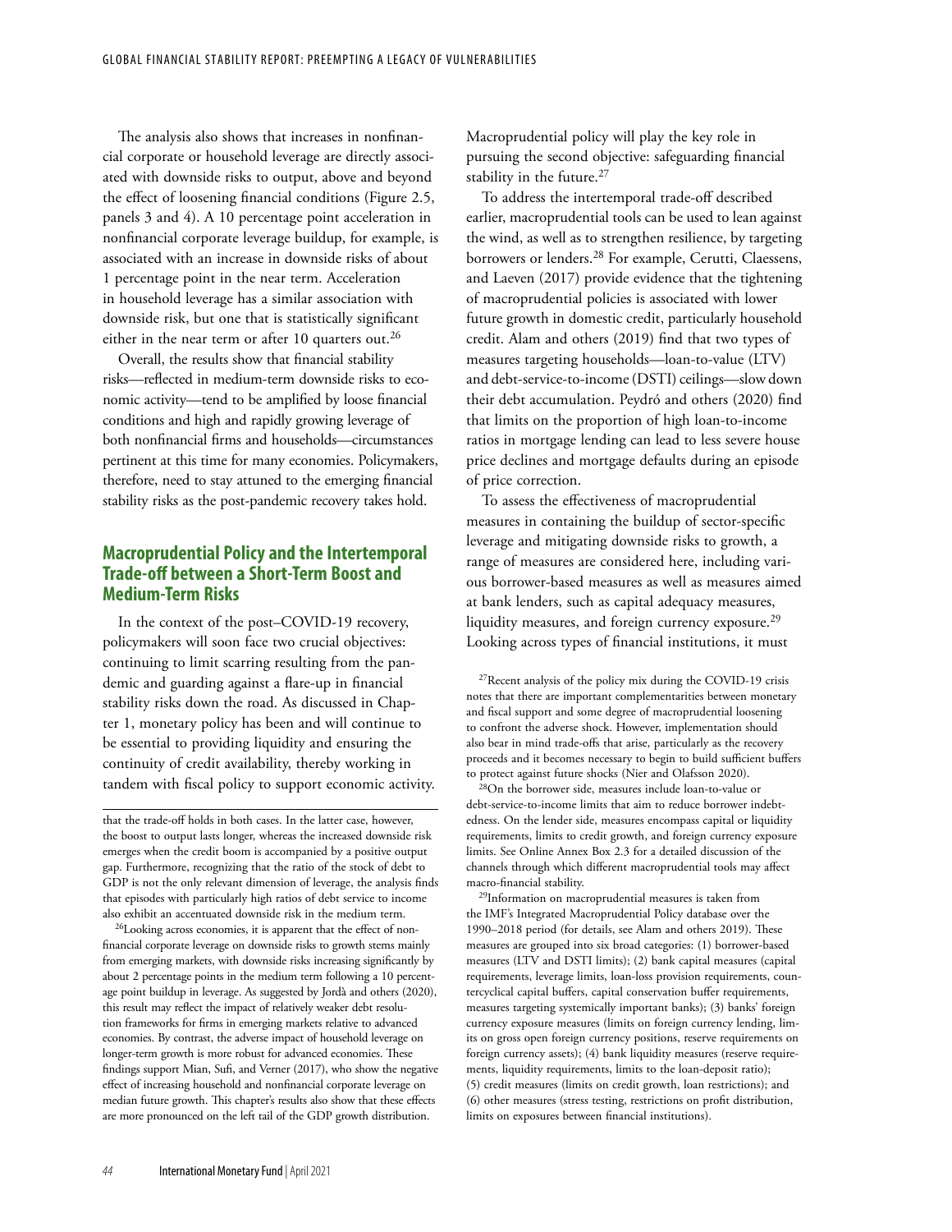The analysis also shows that increases in nonfinancial corporate or household leverage are directly associated with downside risks to output, above and beyond the effect of loosening financial conditions (Figure 2.5, panels 3 and 4). A 10 percentage point acceleration in nonfinancial corporate leverage buildup, for example, is associated with an increase in downside risks of about 1 percentage point in the near term. Acceleration in household leverage has a similar association with downside risk, but one that is statistically significant either in the near term or after 10 quarters out.[26]

Overall, the results show that financial stability risks—reflected in medium-term downside risks to economic activity—tend to be amplified by loose financial conditions and high and rapidly growing leverage of both nonfinancial firms and households—circumstances pertinent at this time for many economies. Policymakers, therefore, need to stay attuned to the emerging financial stability risks as the post-pandemic recovery takes hold.

## Macroprudential Policy and the Intertemporal Trade-off between a Short-Term Boost and Medium-Term Risks

In the context of the post–COVID-19 recovery, policymakers will soon face two crucial objectives: continuing to limit scarring resulting from the pandemic and guarding against a flare-up in financial stability risks down the road. As discussed in Chapter 1, monetary policy has been and will continue to be essential to providing liquidity and ensuring the continuity of credit availability, thereby working in tandem with fiscal policy to support economic activity. Macroprudential policy will play the key role in pursuing the second objective: safeguarding financial stability in the future.[27]

To address the intertemporal trade-off described earlier, macroprudential tools can be used to lean against the wind, as well as to strengthen resilience, by targeting borrowers or lenders.[28] For example, Cerutti, Claessens, and Laeven (2017) provide evidence that the tightening of macroprudential policies is associated with lower future growth in domestic credit, particularly household credit. Alam and others (2019) find that two types of measures targeting households—loan-to-value (LTV) and debt-service-to-income (DSTI) ceilings—slow down their debt accumulation. Peydró and others (2020) find that limits on the proportion of high loan-to-income ratios in mortgage lending can lead to less severe house price declines and mortgage defaults during an episode of price correction.

To assess the effectiveness of macroprudential measures in containing the buildup of sector-specific leverage and mitigating downside risks to growth, a range of measures are considered here, including various borrower-based measures as well as measures aimed at bank lenders, such as capital adequacy measures, liquidity measures, and foreign currency exposure.[29] Looking across types of financial institutions, it must

---

that the trade-off holds in both cases. In the latter case, however, the boost to output lasts longer, whereas the increased downside risk emerges when the credit boom is accompanied by a positive output gap. Furthermore, recognizing that the ratio of the stock of debt to GDP is not the only relevant dimension of leverage, the analysis finds that episodes with particularly high ratios of debt service to income also exhibit an accentuated downside risk in the medium term.

[26]Looking across economies, it is apparent that the effect of nonfinancial corporate leverage on downside risks to growth stems mainly from emerging markets, with downside risks increasing significantly by about 2 percentage points in the medium term following a 10 percentage point buildup in leverage. As suggested by Jordà and others (2020), this result may reflect the impact of relatively weaker debt resolution frameworks for firms in emerging markets relative to advanced economies. By contrast, the adverse impact of household leverage on longer-term growth is more robust for advanced economies. These findings support Mian, Sufi, and Verner (2017), who show the negative effect of increasing household and nonfinancial corporate leverage on median future growth. This chapter's results also show that these effects are more pronounced on the left tail of the GDP growth distribution.

[27]Recent analysis of the policy mix during the COVID-19 crisis notes that there are important complementarities between monetary and fiscal support and some degree of macroprudential loosening to confront the adverse shock. However, implementation should also bear in mind trade-offs that arise, particularly as the recovery proceeds and it becomes necessary to begin to build sufficient buffers to protect against future shocks (Nier and Olafsson 2020).

[28]On the borrower side, measures include loan-to-value or debt-service-to-income limits that aim to reduce borrower indebtedness. On the lender side, measures encompass capital or liquidity requirements, limits to credit growth, and foreign currency exposure limits. See Online Annex Box 2.3 for a detailed discussion of the channels through which different macroprudential tools may affect macro-financial stability.

[29]Information on macroprudential measures is taken from the IMF's Integrated Macroprudential Policy database over the 1990–2018 period (for details, see Alam and others 2019). These measures are grouped into six broad categories: (1) borrower-based measures (LTV and DSTI limits); (2) bank capital measures (capital requirements, leverage limits, loan-loss provision requirements, countercyclical capital buffers, capital conservation buffer requirements, measures targeting systemically important banks); (3) banks' foreign currency exposure measures (limits on foreign currency lending, limits on gross open foreign currency positions, reserve requirements on foreign currency assets); (4) bank liquidity measures (reserve requirements, liquidity requirements, limits to the loan-deposit ratio); (5) credit measures (limits on credit growth, loan restrictions); and (6) other measures (stress testing, restrictions on profit distribution, limits on exposures between financial institutions).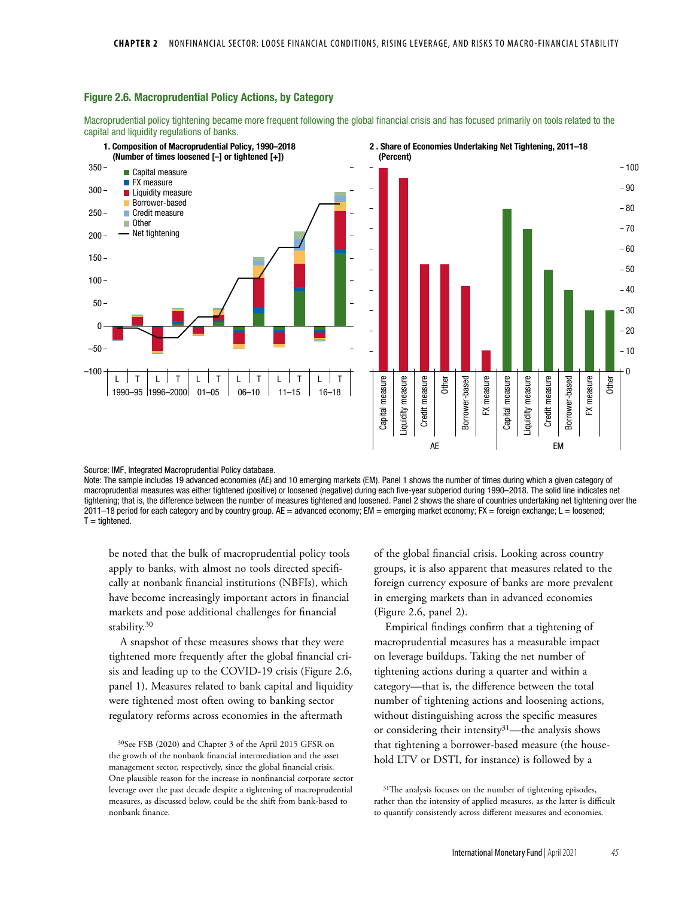### Figure 2.6. Macroprudential Policy Actions, by Category

Macroprudential policy tightening became more frequent following the global financial crisis and has focused primarily on tools related to the capital and liquidity regulations of banks.

1. Composition of Macroprudential Policy, 1990–2018 (Number of times loosened [–] or tightened [+])

2. Share of Economies Undertaking Net Tightening, 2011–18 (Percent)

Source: IMF, Integrated Macroprudential Policy database.

Note: The sample includes 19 advanced economies (AE) and 10 emerging markets (EM). Panel 1 shows the number of times during which a given category of macroprudential measures was either tightened (positive) or loosened (negative) during each five-year subperiod during 1990–2018. The solid line indicates net tightening; that is, the difference between the number of measures tightened and loosened. Panel 2 shows the share of countries undertaking net tightening over the 2011–18 period for each category and by country group. AE = advanced economy; EM = emerging market economy; FX = foreign exchange; L = loosened; T = tightened.

be noted that the bulk of macroprudential policy tools apply to banks, with almost no tools directed specifically at nonbank financial institutions (NBFIs), which have become increasingly important actors in financial markets and pose additional challenges for financial stability.[30]

A snapshot of these measures shows that they were tightened more frequently after the global financial crisis and leading up to the COVID-19 crisis (Figure 2.6, panel 1). Measures related to bank capital and liquidity were tightened most often owing to banking sector regulatory reforms across economies in the aftermath of the global financial crisis. Looking across country groups, it is also apparent that measures related to the foreign currency exposure of banks are more prevalent in emerging markets than in advanced economies (Figure 2.6, panel 2).

Empirical findings confirm that a tightening of macroprudential measures has a measurable impact on leverage buildups. Taking the net number of tightening actions during a quarter and within a category—that is, the difference between the total number of tightening actions and loosening actions, without distinguishing across the specific measures or considering their intensity[31]—the analysis shows that tightening a borrower-based measure (the household LTV or DSTI, for instance) is followed by a

[30]See FSB (2020) and Chapter 3 of the April 2015 GFSR on the growth of the nonbank financial intermediation and the asset management sector, respectively, since the global financial crisis. One plausible reason for the increase in nonfinancial corporate sector leverage over the past decade despite a tightening of macroprudential measures, as discussed below, could be the shift from bank-based to nonbank finance.

[31]The analysis focuses on the number of tightening episodes, rather than the intensity of applied measures, as the latter is difficult to quantify consistently across different measures and economies.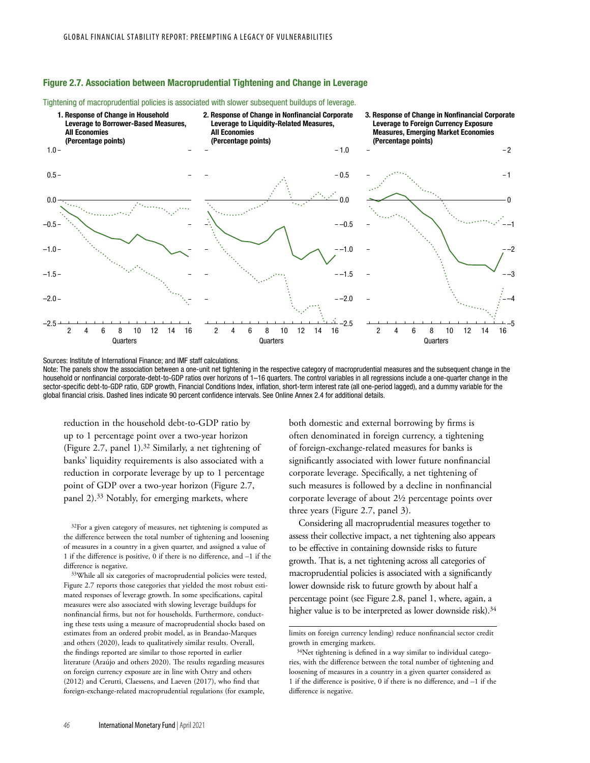### Figure 2.7. Association between Macroprudential Tightening and Change in Leverage

Tightening of macroprudential policies is associated with slower subsequent buildups of leverage.

1. Response of Change in Household Leverage to Borrower-Based Measures, All Economies (Percentage points)

2. Response of Change in Nonfinancial Corporate Leverage to Liquidity-Related Measures, All Economies (Percentage points)

3. Response of Change in Nonfinancial Corporate Leverage to Foreign Currency Exposure Measures, Emerging Market Economies (Percentage points)

Sources: Institute of International Finance; and IMF staff calculations.

Note: The panels show the association between a one-unit net tightening in the respective category of macroprudential measures and the subsequent change in the household or nonfinancial corporate-debt-to-GDP ratios over horizons of 1–16 quarters. The control variables in all regressions include a one-quarter change in the sector-specific debt-to-GDP ratio, GDP growth, Financial Conditions Index, inflation, short-term interest rate (all one-period lagged), and a dummy variable for the global financial crisis. Dashed lines indicate 90 percent confidence intervals. See Online Annex 2.4 for additional details.

reduction in the household debt-to-GDP ratio by up to 1 percentage point over a two-year horizon (Figure 2.7, panel 1).[32] Similarly, a net tightening of banks' liquidity requirements is also associated with a reduction in corporate leverage by up to 1 percentage point of GDP over a two-year horizon (Figure 2.7, panel 2).[33] Notably, for emerging markets, where both domestic and external borrowing by firms is often denominated in foreign currency, a tightening of foreign-exchange-related measures for banks is significantly associated with lower future nonfinancial corporate leverage. Specifically, a net tightening of such measures is followed by a decline in nonfinancial corporate leverage of about 2½ percentage points over three years (Figure 2.7, panel 3).

Considering all macroprudential measures together to assess their collective impact, a net tightening also appears to be effective in containing downside risks to future growth. That is, a net tightening across all categories of macroprudential policies is associated with a significantly lower downside risk to future growth by about half a percentage point (see Figure 2.8, panel 1, where, again, a higher value is to be interpreted as lower downside risk).[34]

[32]For a given category of measures, net tightening is computed as the difference between the total number of tightening and loosening of measures in a country in a given quarter, and assigned a value of 1 if the difference is positive, 0 if there is no difference, and –1 if the difference is negative.

[33]While all six categories of macroprudential policies were tested, Figure 2.7 reports those categories that yielded the most robust estimated responses of leverage growth. In some specifications, capital measures were also associated with slowing leverage buildups for nonfinancial firms, but not for households. Furthermore, conducting these tests using a measure of macroprudential shocks based on estimates from an ordered probit model, as in Brandao-Marques and others (2020), leads to qualitatively similar results. Overall, the findings reported are similar to those reported in earlier literature (Araújo and others 2020). The results regarding measures on foreign currency exposure are in line with Ostry and others (2012) and Cerutti, Claessens, and Laeven (2017), who find that foreign-exchange-related macroprudential regulations (for example, limits on foreign currency lending) reduce nonfinancial sector credit growth in emerging markets.

[34]Net tightening is defined in a way similar to individual categories, with the difference between the total number of tightening and loosening of measures in a country in a given quarter considered as 1 if the difference is positive, 0 if there is no difference, and –1 if the difference is negative.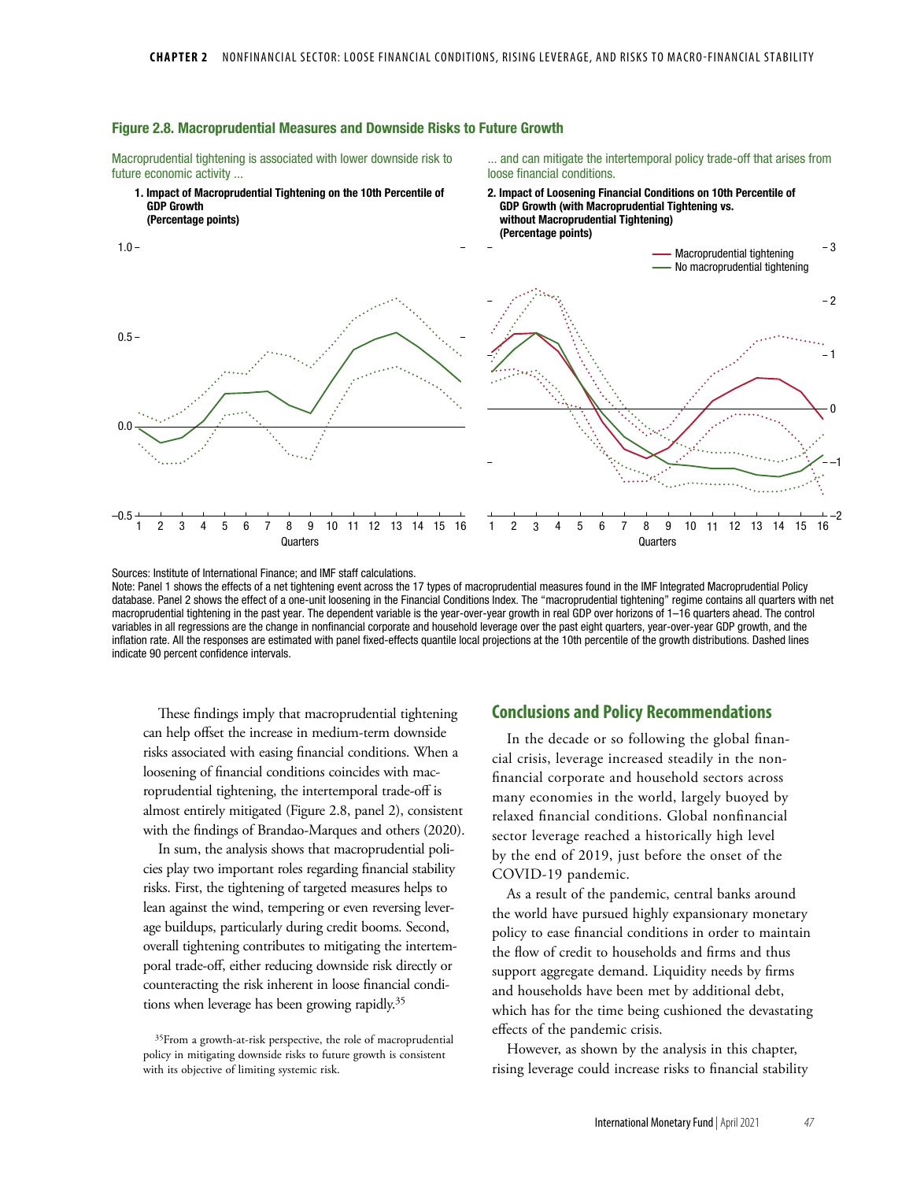**Figure 2.8. Macroprudential Measures and Downside Risks to Future Growth**

Macroprudential tightening is associated with lower downside risk to future economic activity ...

**1. Impact of Macroprudential Tightening on the 10th Percentile of GDP Growth (Percentage points)**

... and can mitigate the intertemporal policy trade-off that arises from loose financial conditions.

**2. Impact of Loosening Financial Conditions on 10th Percentile of GDP Growth (with Macroprudential Tightening vs. without Macroprudential Tightening) (Percentage points)**

Sources: Institute of International Finance; and IMF staff calculations.
Note: Panel 1 shows the effects of a net tightening event across the 17 types of macroprudential measures found in the IMF Integrated Macroprudential Policy database. Panel 2 shows the effect of a one-unit loosening in the Financial Conditions Index. The "macroprudential tightening" regime contains all quarters with net macroprudential tightening in the past year. The dependent variable is the year-over-year growth in real GDP over horizons of 1–16 quarters ahead. The control variables in all regressions are the change in nonfinancial corporate and household leverage over the past eight quarters, year-over-year GDP growth, and the inflation rate. All the responses are estimated with panel fixed-effects quantile local projections at the 10th percentile of the growth distributions. Dashed lines indicate 90 percent confidence intervals.

These findings imply that macroprudential tightening can help offset the increase in medium-term downside risks associated with easing financial conditions. When a loosening of financial conditions coincides with macroprudential tightening, the intertemporal trade-off is almost entirely mitigated (Figure 2.8, panel 2), consistent with the findings of Brandao-Marques and others (2020).

In sum, the analysis shows that macroprudential policies play two important roles regarding financial stability risks. First, the tightening of targeted measures helps to lean against the wind, tempering or even reversing leverage buildups, particularly during credit booms. Second, overall tightening contributes to mitigating the intertemporal trade-off, either reducing downside risk directly or counteracting the risk inherent in loose financial conditions when leverage has been growing rapidly.[35]

[35]From a growth-at-risk perspective, the role of macroprudential policy in mitigating downside risks to future growth is consistent with its objective of limiting systemic risk.

## Conclusions and Policy Recommendations

In the decade or so following the global financial crisis, leverage increased steadily in the nonfinancial corporate and household sectors across many economies in the world, largely buoyed by relaxed financial conditions. Global nonfinancial sector leverage reached a historically high level by the end of 2019, just before the onset of the COVID-19 pandemic.

As a result of the pandemic, central banks around the world have pursued highly expansionary monetary policy to ease financial conditions in order to maintain the flow of credit to households and firms and thus support aggregate demand. Liquidity needs by firms and households have been met by additional debt, which has for the time being cushioned the devastating effects of the pandemic crisis.

However, as shown by the analysis in this chapter, rising leverage could increase risks to financial stability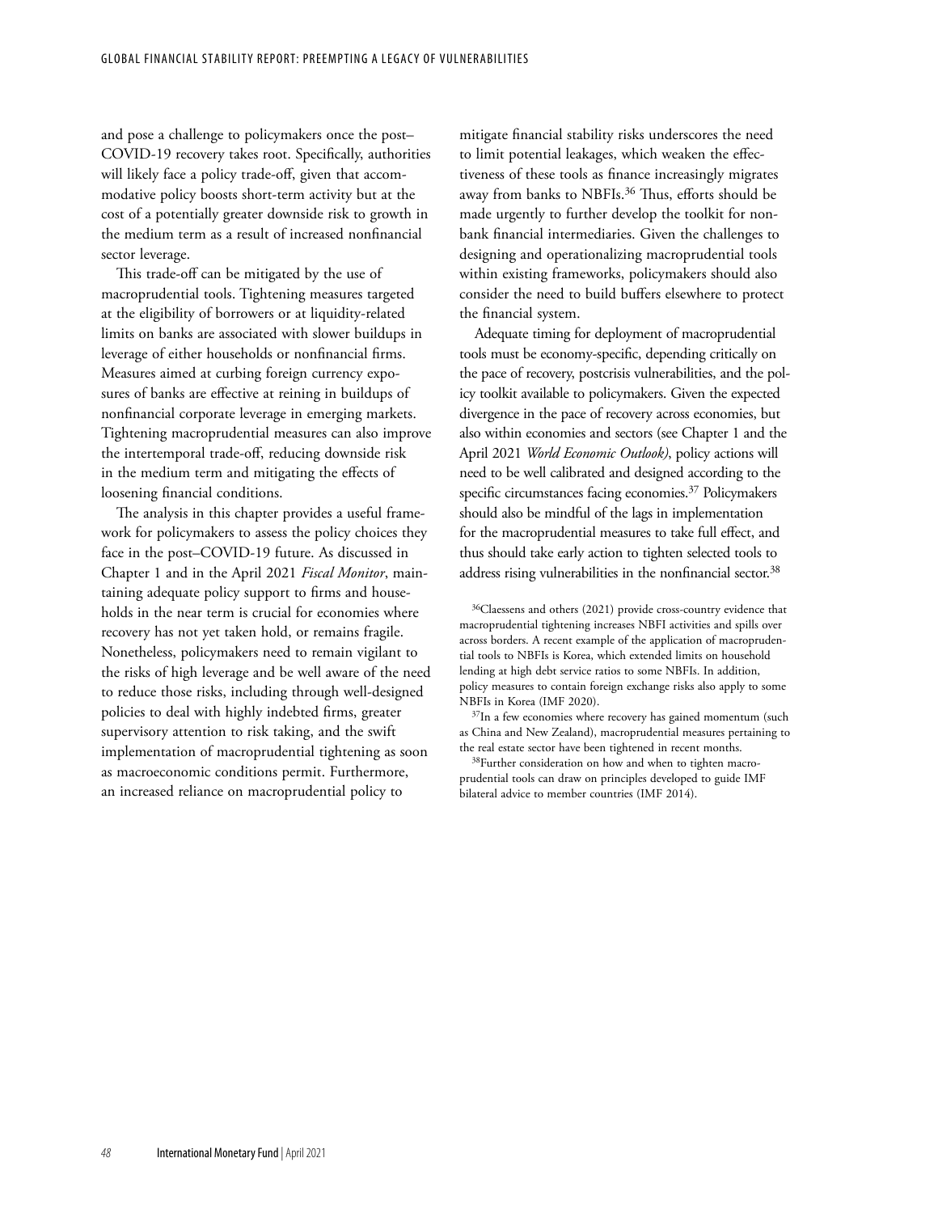and pose a challenge to policymakers once the post–COVID-19 recovery takes root. Specifically, authorities will likely face a policy trade-off, given that accommodative policy boosts short-term activity but at the cost of a potentially greater downside risk to growth in the medium term as a result of increased nonfinancial sector leverage.

This trade-off can be mitigated by the use of macroprudential tools. Tightening measures targeted at the eligibility of borrowers or at liquidity-related limits on banks are associated with slower buildups in leverage of either households or nonfinancial firms. Measures aimed at curbing foreign currency exposures of banks are effective at reining in buildups of nonfinancial corporate leverage in emerging markets. Tightening macroprudential measures can also improve the intertemporal trade-off, reducing downside risk in the medium term and mitigating the effects of loosening financial conditions.

The analysis in this chapter provides a useful framework for policymakers to assess the policy choices they face in the post–COVID-19 future. As discussed in Chapter 1 and in the April 2021 *Fiscal Monitor*, maintaining adequate policy support to firms and households in the near term is crucial for economies where recovery has not yet taken hold, or remains fragile. Nonetheless, policymakers need to remain vigilant to the risks of high leverage and be well aware of the need to reduce those risks, including through well-designed policies to deal with highly indebted firms, greater supervisory attention to risk taking, and the swift implementation of macroprudential tightening as soon as macroeconomic conditions permit. Furthermore, an increased reliance on macroprudential policy to mitigate financial stability risks underscores the need to limit potential leakages, which weaken the effectiveness of these tools as finance increasingly migrates away from banks to NBFIs.[36] Thus, efforts should be made urgently to further develop the toolkit for nonbank financial intermediaries. Given the challenges to designing and operationalizing macroprudential tools within existing frameworks, policymakers should also consider the need to build buffers elsewhere to protect the financial system.

Adequate timing for deployment of macroprudential tools must be economy-specific, depending critically on the pace of recovery, postcrisis vulnerabilities, and the policy toolkit available to policymakers. Given the expected divergence in the pace of recovery across economies, but also within economies and sectors (see Chapter 1 and the April 2021 *World Economic Outlook)*, policy actions will need to be well calibrated and designed according to the specific circumstances facing economies.[37] Policymakers should also be mindful of the lags in implementation for the macroprudential measures to take full effect, and thus should take early action to tighten selected tools to address rising vulnerabilities in the nonfinancial sector.[38]

[36]Claessens and others (2021) provide cross-country evidence that macroprudential tightening increases NBFI activities and spills over across borders. A recent example of the application of macroprudential tools to NBFIs is Korea, which extended limits on household lending at high debt service ratios to some NBFIs. In addition, policy measures to contain foreign exchange risks also apply to some NBFIs in Korea (IMF 2020).

[37]In a few economies where recovery has gained momentum (such as China and New Zealand), macroprudential measures pertaining to the real estate sector have been tightened in recent months.

[38]Further consideration on how and when to tighten macroprudential tools can draw on principles developed to guide IMF bilateral advice to member countries (IMF 2014).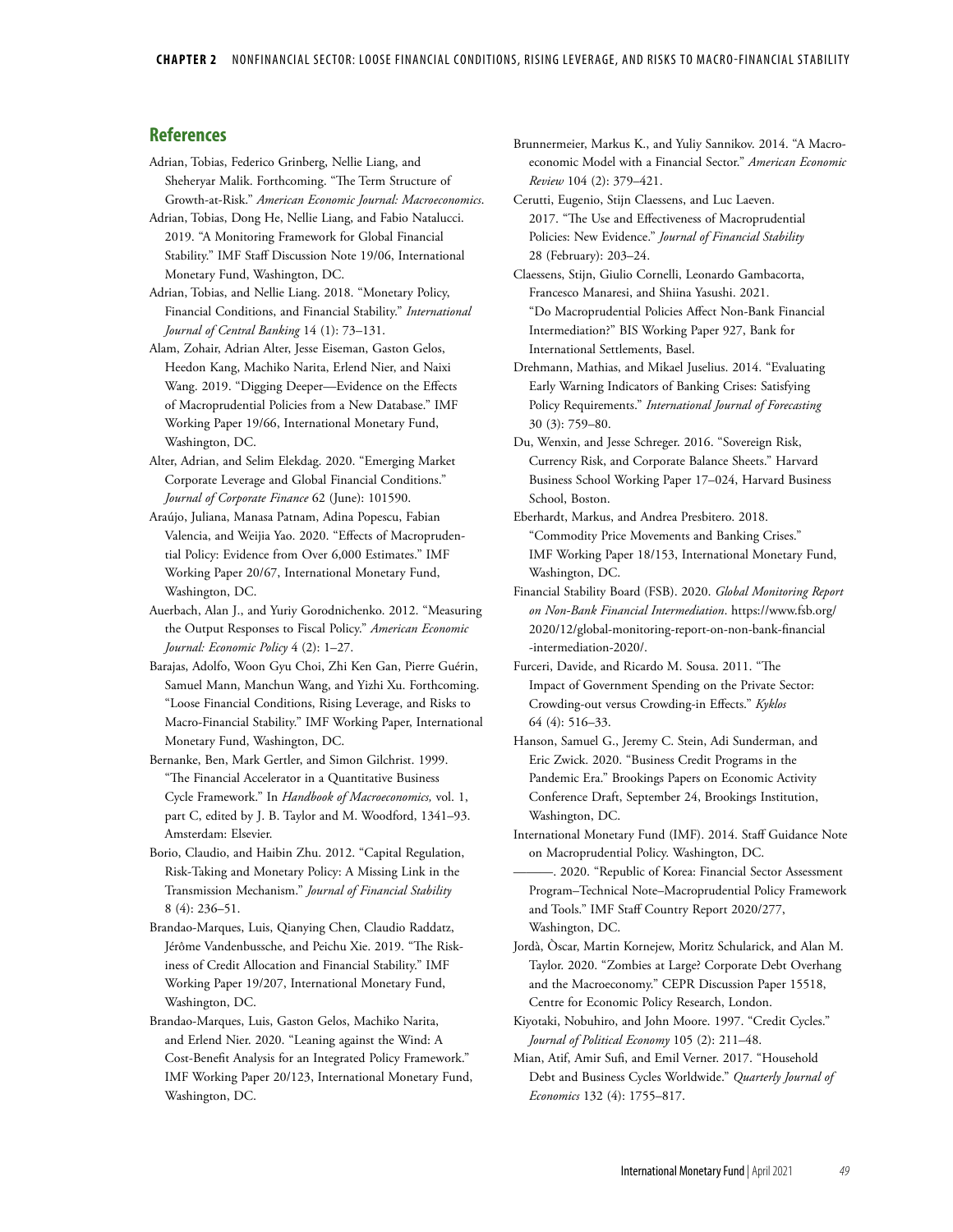## References

Adrian, Tobias, Federico Grinberg, Nellie Liang, and Sheheryar Malik. Forthcoming. "The Term Structure of Growth-at-Risk." *American Economic Journal: Macroeconomics*.

Adrian, Tobias, Dong He, Nellie Liang, and Fabio Natalucci. 2019. "A Monitoring Framework for Global Financial Stability." IMF Staff Discussion Note 19/06, International Monetary Fund, Washington, DC.

Adrian, Tobias, and Nellie Liang. 2018. "Monetary Policy, Financial Conditions, and Financial Stability." *International Journal of Central Banking* 14 (1): 73–131.

Alam, Zohair, Adrian Alter, Jesse Eiseman, Gaston Gelos, Heedon Kang, Machiko Narita, Erlend Nier, and Naixi Wang. 2019. "Digging Deeper—Evidence on the Effects of Macroprudential Policies from a New Database." IMF Working Paper 19/66, International Monetary Fund, Washington, DC.

Alter, Adrian, and Selim Elekdag. 2020. "Emerging Market Corporate Leverage and Global Financial Conditions." *Journal of Corporate Finance* 62 (June): 101590.

Araújo, Juliana, Manasa Patnam, Adina Popescu, Fabian Valencia, and Weijia Yao. 2020. "Effects of Macroprudential Policy: Evidence from Over 6,000 Estimates." IMF Working Paper 20/67, International Monetary Fund, Washington, DC.

Auerbach, Alan J., and Yuriy Gorodnichenko. 2012. "Measuring the Output Responses to Fiscal Policy." *American Economic Journal: Economic Policy* 4 (2): 1–27.

Barajas, Adolfo, Woon Gyu Choi, Zhi Ken Gan, Pierre Guérin, Samuel Mann, Manchun Wang, and Yizhi Xu. Forthcoming. "Loose Financial Conditions, Rising Leverage, and Risks to Macro-Financial Stability." IMF Working Paper, International Monetary Fund, Washington, DC.

Bernanke, Ben, Mark Gertler, and Simon Gilchrist. 1999. "The Financial Accelerator in a Quantitative Business Cycle Framework." In *Handbook of Macroeconomics,* vol. 1, part C, edited by J. B. Taylor and M. Woodford, 1341–93. Amsterdam: Elsevier.

Borio, Claudio, and Haibin Zhu. 2012. "Capital Regulation, Risk-Taking and Monetary Policy: A Missing Link in the Transmission Mechanism." *Journal of Financial Stability* 8 (4): 236–51.

Brandao-Marques, Luis, Qianying Chen, Claudio Raddatz, Jérôme Vandenbussche, and Peichu Xie. 2019. "The Riskiness of Credit Allocation and Financial Stability." IMF Working Paper 19/207, International Monetary Fund, Washington, DC.

Brandao-Marques, Luis, Gaston Gelos, Machiko Narita, and Erlend Nier. 2020. "Leaning against the Wind: A Cost-Benefit Analysis for an Integrated Policy Framework." IMF Working Paper 20/123, International Monetary Fund, Washington, DC.

Brunnermeier, Markus K., and Yuliy Sannikov. 2014. "A Macroeconomic Model with a Financial Sector." *American Economic Review* 104 (2): 379–421.

Cerutti, Eugenio, Stijn Claessens, and Luc Laeven. 2017. "The Use and Effectiveness of Macroprudential Policies: New Evidence." *Journal of Financial Stability* 28 (February): 203–24.

Claessens, Stijn, Giulio Cornelli, Leonardo Gambacorta, Francesco Manaresi, and Shiina Yasushi. 2021. "Do Macroprudential Policies Affect Non-Bank Financial Intermediation?" BIS Working Paper 927, Bank for International Settlements, Basel.

Drehmann, Mathias, and Mikael Juselius. 2014. "Evaluating Early Warning Indicators of Banking Crises: Satisfying Policy Requirements." *International Journal of Forecasting* 30 (3): 759–80.

Du, Wenxin, and Jesse Schreger. 2016. "Sovereign Risk, Currency Risk, and Corporate Balance Sheets." Harvard Business School Working Paper 17–024, Harvard Business School, Boston.

Eberhardt, Markus, and Andrea Presbitero. 2018. "Commodity Price Movements and Banking Crises." IMF Working Paper 18/153, International Monetary Fund, Washington, DC.

Financial Stability Board (FSB). 2020. *Global Monitoring Report on Non-Bank Financial Intermediation*. https://www.fsb.org/2020/12/global-monitoring-report-on-non-bank-financial-intermediation-2020/.

Furceri, Davide, and Ricardo M. Sousa. 2011. "The Impact of Government Spending on the Private Sector: Crowding-out versus Crowding-in Effects." *Kyklos* 64 (4): 516–33.

Hanson, Samuel G., Jeremy C. Stein, Adi Sunderman, and Eric Zwick. 2020. "Business Credit Programs in the Pandemic Era." Brookings Papers on Economic Activity Conference Draft, September 24, Brookings Institution, Washington, DC.

International Monetary Fund (IMF). 2014. Staff Guidance Note on Macroprudential Policy. Washington, DC.

———. 2020. "Republic of Korea: Financial Sector Assessment Program–Technical Note–Macroprudential Policy Framework and Tools." IMF Staff Country Report 2020/277, Washington, DC.

Jordà, Òscar, Martin Kornejew, Moritz Schularick, and Alan M. Taylor. 2020. "Zombies at Large? Corporate Debt Overhang and the Macroeconomy." CEPR Discussion Paper 15518, Centre for Economic Policy Research, London.

Kiyotaki, Nobuhiro, and John Moore. 1997. "Credit Cycles." *Journal of Political Economy* 105 (2): 211–48.

Mian, Atif, Amir Sufi, and Emil Verner. 2017. "Household Debt and Business Cycles Worldwide." *Quarterly Journal of Economics* 132 (4): 1755–817.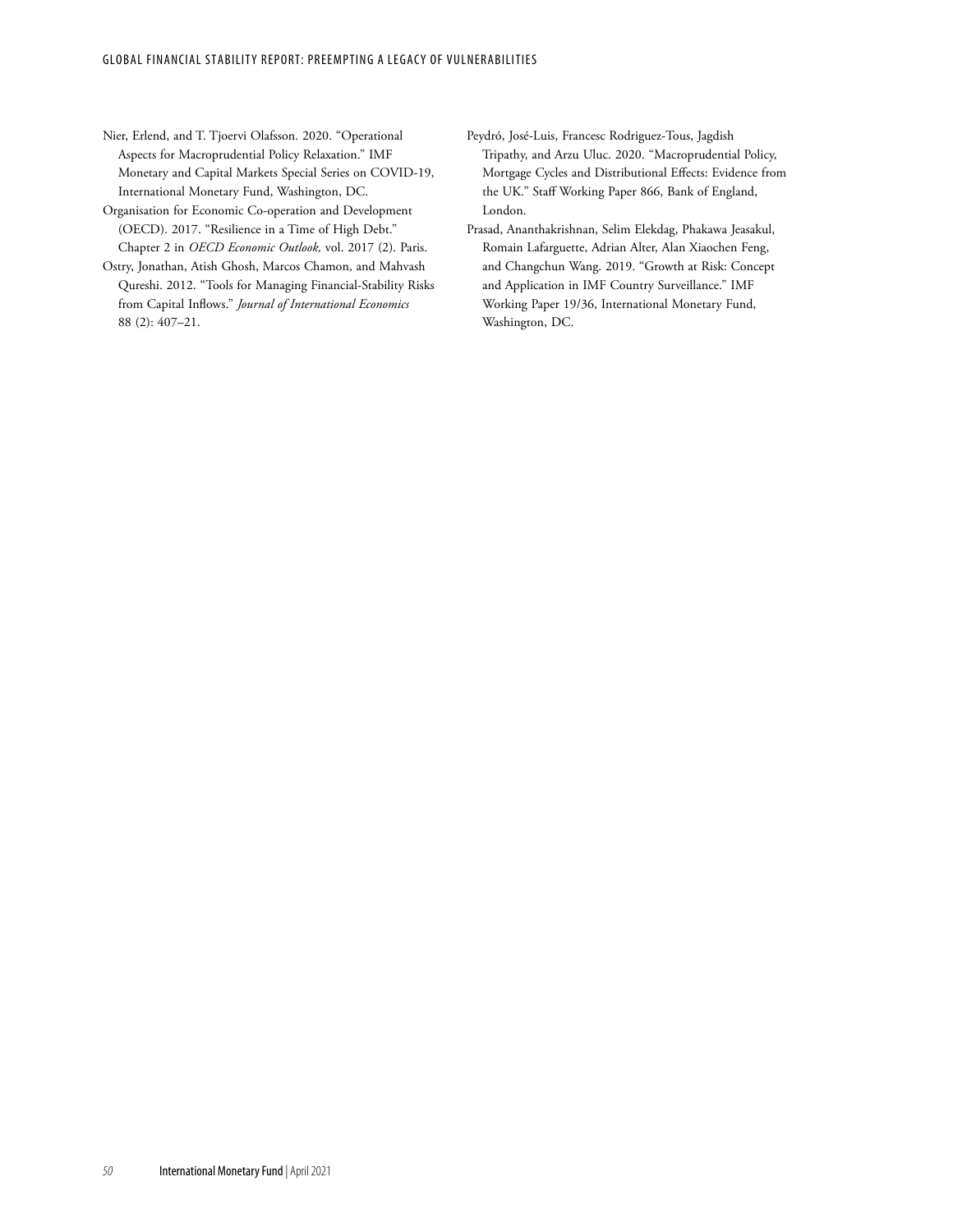Nier, Erlend, and T. Tjoervi Olafsson. 2020. "Operational Aspects for Macroprudential Policy Relaxation." IMF Monetary and Capital Markets Special Series on COVID-19, International Monetary Fund, Washington, DC.

Organisation for Economic Co-operation and Development (OECD). 2017. "Resilience in a Time of High Debt." Chapter 2 in *OECD Economic Outlook,* vol. 2017 (2). Paris.

Ostry, Jonathan, Atish Ghosh, Marcos Chamon, and Mahvash Qureshi. 2012. "Tools for Managing Financial-Stability Risks from Capital Inflows." *Journal of International Economics* 88 (2): 407–21.

Peydró, José-Luis, Francesc Rodriguez-Tous, Jagdish Tripathy, and Arzu Uluc. 2020. "Macroprudential Policy, Mortgage Cycles and Distributional Effects: Evidence from the UK." Staff Working Paper 866, Bank of England, London.

Prasad, Ananthakrishnan, Selim Elekdag, Phakawa Jeasakul, Romain Lafarguette, Adrian Alter, Alan Xiaochen Feng, and Changchun Wang. 2019. "Growth at Risk: Concept and Application in IMF Country Surveillance." IMF Working Paper 19/36, International Monetary Fund, Washington, DC.